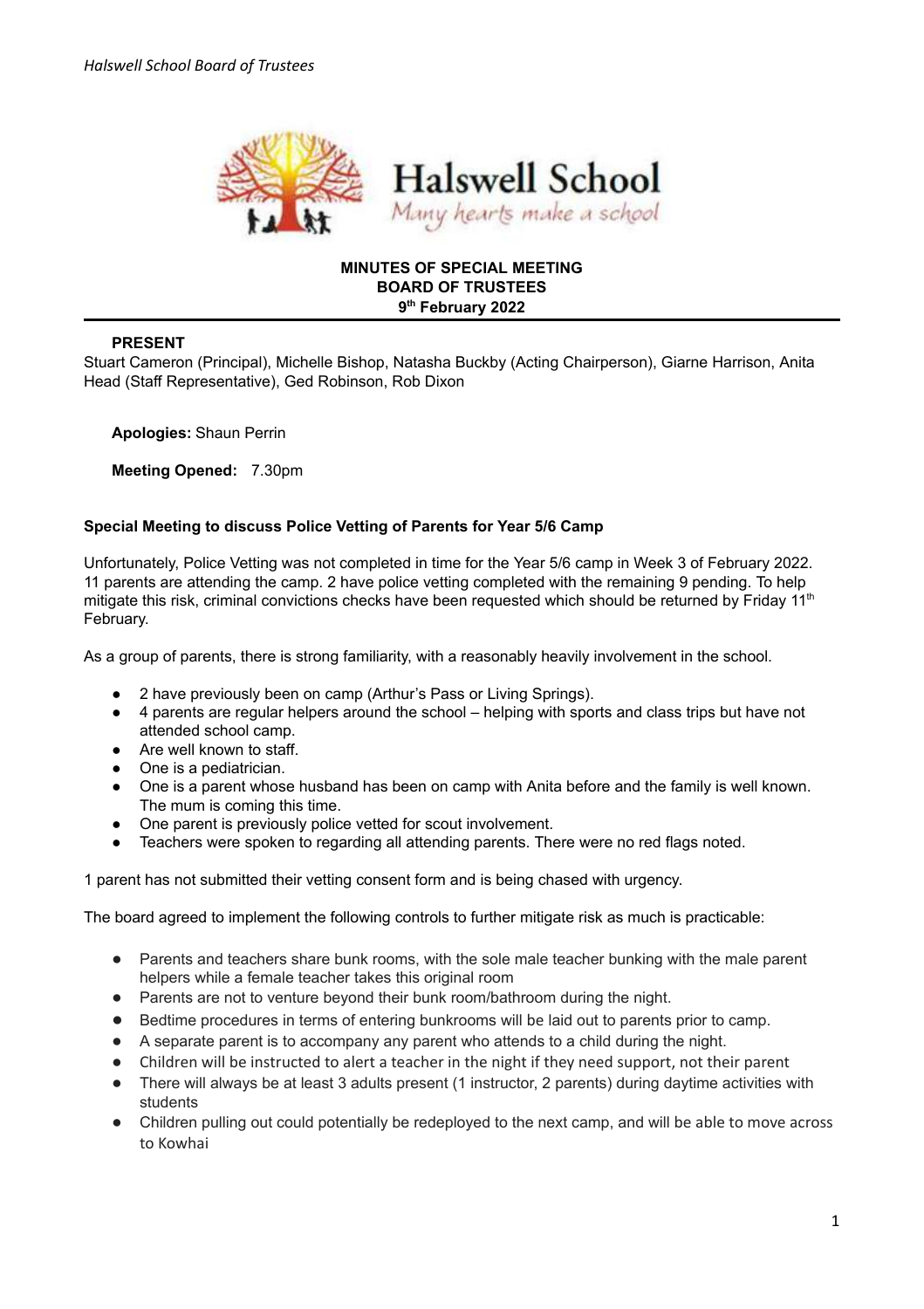Halswell School

*Many hearts make a school*

**MINUTES OF SPECIAL MEETING**
**BOARD OF TRUSTEES**
**9th February 2022**

**PRESENT**

Stuart Cameron (Principal), Michelle Bishop, Natasha Buckby (Acting Chairperson), Giarne Harrison, Anita Head (Staff Representative), Ged Robinson, Rob Dixon

**Apologies:** Shaun Perrin

**Meeting Opened:** 7.30pm

**Special Meeting to discuss Police Vetting of Parents for Year 5/6 Camp**

Unfortunately, Police Vetting was not completed in time for the Year 5/6 camp in Week 3 of February 2022. 11 parents are attending the camp. 2 have police vetting completed with the remaining 9 pending. To help mitigate this risk, criminal convictions checks have been requested which should be returned by Friday 11th February.

As a group of parents, there is strong familiarity, with a reasonably heavily involvement in the school.

- 2 have previously been on camp (Arthur's Pass or Living Springs).
- 4 parents are regular helpers around the school – helping with sports and class trips but have not attended school camp.
- Are well known to staff.
- One is a pediatrician.
- One is a parent whose husband has been on camp with Anita before and the family is well known. The mum is coming this time.
- One parent is previously police vetted for scout involvement.
- Teachers were spoken to regarding all attending parents. There were no red flags noted.

1 parent has not submitted their vetting consent form and is being chased with urgency.

The board agreed to implement the following controls to further mitigate risk as much is practicable:

- Parents and teachers share bunk rooms, with the sole male teacher bunking with the male parent helpers while a female teacher takes this original room
- Parents are not to venture beyond their bunk room/bathroom during the night.
- Bedtime procedures in terms of entering bunkrooms will be laid out to parents prior to camp.
- A separate parent is to accompany any parent who attends to a child during the night.
- Children will be instructed to alert a teacher in the night if they need support, not their parent
- There will always be at least 3 adults present (1 instructor, 2 parents) during daytime activities with students
- Children pulling out could potentially be redeployed to the next camp, and will be able to move across to Kowhai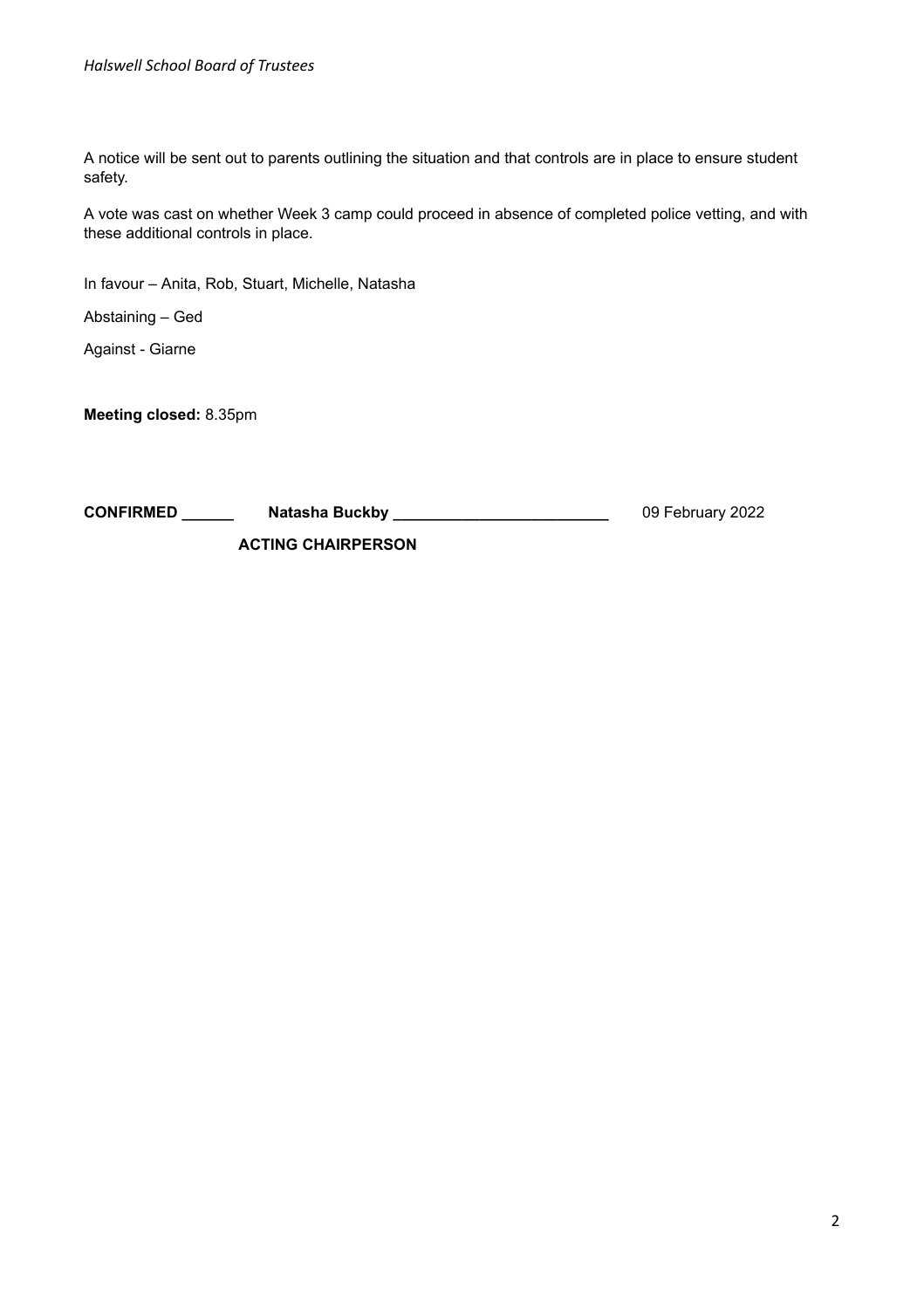A notice will be sent out to parents outlining the situation and that controls are in place to ensure student safety.

A vote was cast on whether Week 3 camp could proceed in absence of completed police vetting, and with these additional controls in place.

In favour – Anita, Rob, Stuart, Michelle, Natasha

Abstaining – Ged

Against - Giarne

**Meeting closed:** 8.35pm

**CONFIRMED ______ Natasha Buckby _________________________** 09 February 2022

**ACTING CHAIRPERSON**